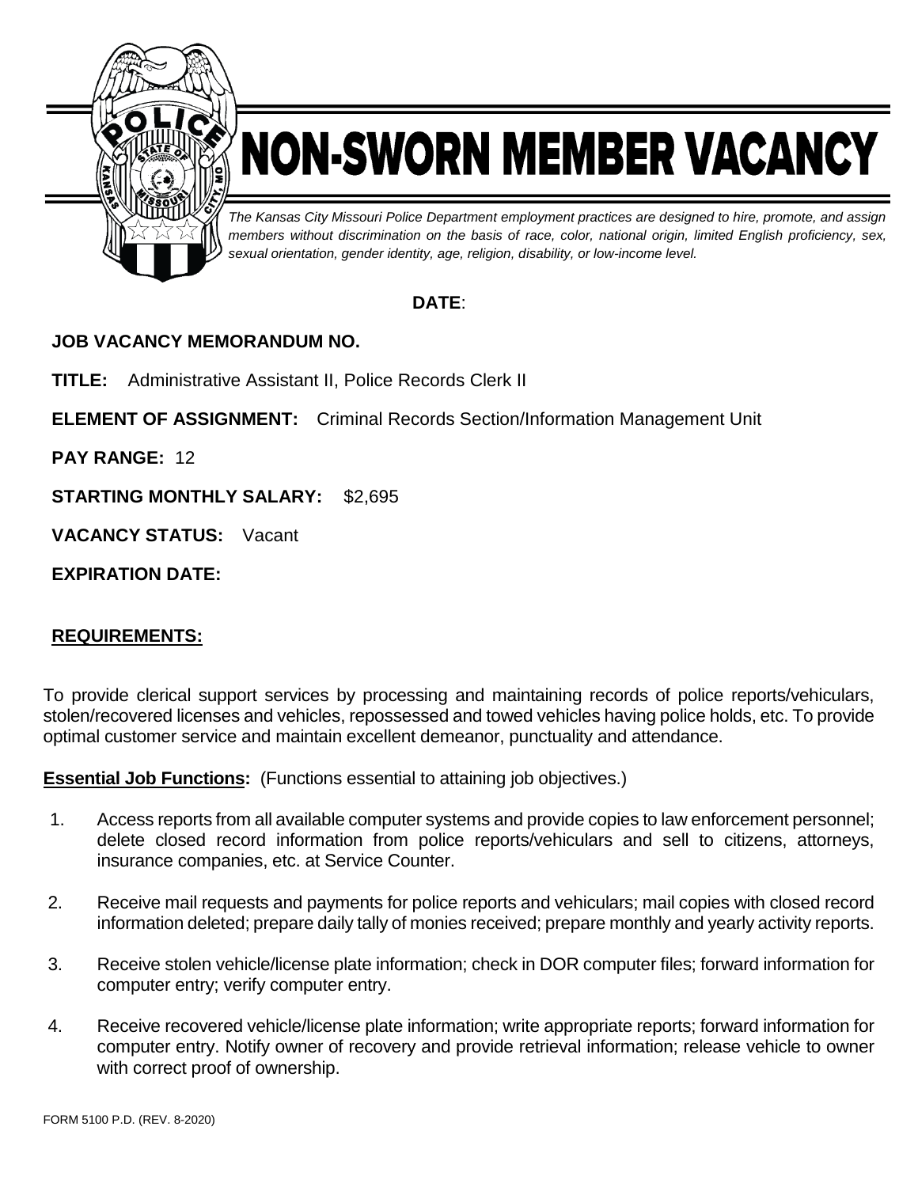# NON-SWORN MEMBER VACANCY

*The Kansas City Missouri Police Department employment practices are designed to hire, promote, and assign members without discrimination on the basis of race, color, national origin, limited English proficiency, sex, sexual orientation, gender identity, age, religion, disability, or low-income level.*

**DATE**:

**JOB VACANCY MEMORANDUM NO.**

**TITLE:** Administrative Assistant II, Police Records Clerk II

**ELEMENT OF ASSIGNMENT:** Criminal Records Section/Information Management Unit

**PAY RANGE:** 12

**STARTING MONTHLY SALARY:** $2,695

**VACANCY STATUS:** Vacant

**EXPIRATION DATE:**

## REQUIREMENTS:

To provide clerical support services by processing and maintaining records of police reports/vehiculars, stolen/recovered licenses and vehicles, repossessed and towed vehicles having police holds, etc. To provide optimal customer service and maintain excellent demeanor, punctuality and attendance.

**Essential Job Functions:** (Functions essential to attaining job objectives.)

1. Access reports from all available computer systems and provide copies to law enforcement personnel; delete closed record information from police reports/vehiculars and sell to citizens, attorneys, insurance companies, etc. at Service Counter.

2. Receive mail requests and payments for police reports and vehiculars; mail copies with closed record information deleted; prepare daily tally of monies received; prepare monthly and yearly activity reports.

3. Receive stolen vehicle/license plate information; check in DOR computer files; forward information for computer entry; verify computer entry.

4. Receive recovered vehicle/license plate information; write appropriate reports; forward information for computer entry. Notify owner of recovery and provide retrieval information; release vehicle to owner with correct proof of ownership.

FORM 5100 P.D. (REV. 8-2020)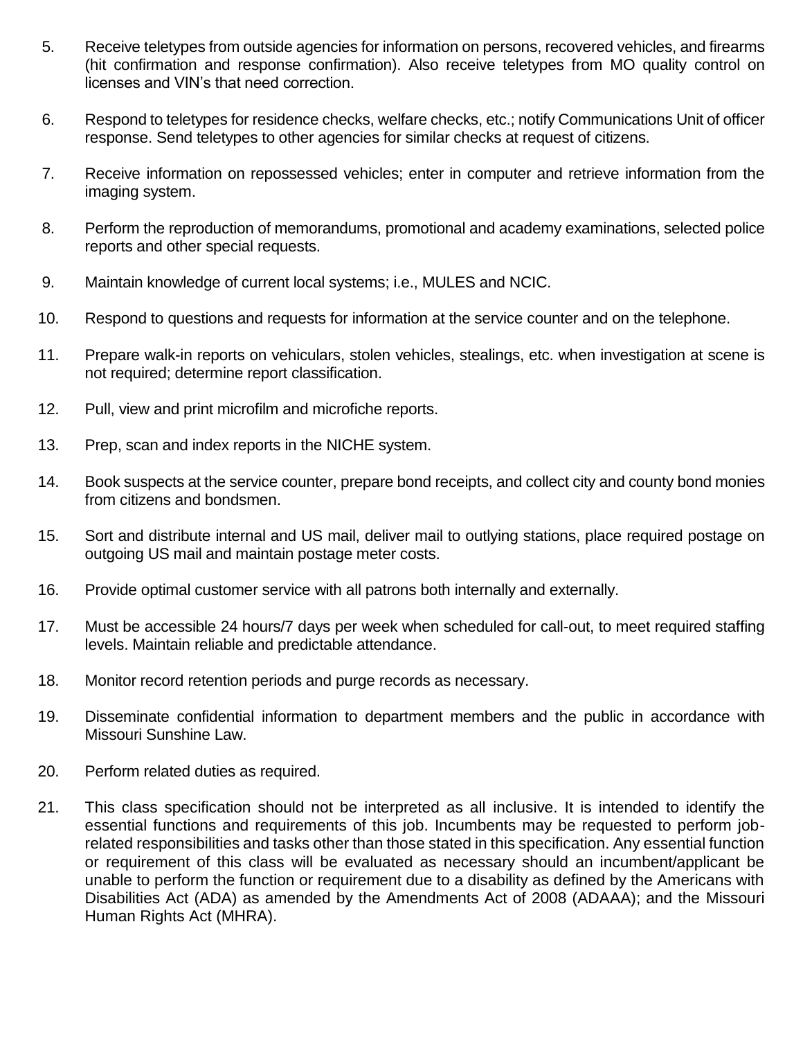5. Receive teletypes from outside agencies for information on persons, recovered vehicles, and firearms (hit confirmation and response confirmation). Also receive teletypes from MO quality control on licenses and VIN's that need correction.

6. Respond to teletypes for residence checks, welfare checks, etc.; notify Communications Unit of officer response. Send teletypes to other agencies for similar checks at request of citizens.

7. Receive information on repossessed vehicles; enter in computer and retrieve information from the imaging system.

8. Perform the reproduction of memorandums, promotional and academy examinations, selected police reports and other special requests.

9. Maintain knowledge of current local systems; i.e., MULES and NCIC.

10. Respond to questions and requests for information at the service counter and on the telephone.

11. Prepare walk-in reports on vehiculars, stolen vehicles, stealings, etc. when investigation at scene is not required; determine report classification.

12. Pull, view and print microfilm and microfiche reports.

13. Prep, scan and index reports in the NICHE system.

14. Book suspects at the service counter, prepare bond receipts, and collect city and county bond monies from citizens and bondsmen.

15. Sort and distribute internal and US mail, deliver mail to outlying stations, place required postage on outgoing US mail and maintain postage meter costs.

16. Provide optimal customer service with all patrons both internally and externally.

17. Must be accessible 24 hours/7 days per week when scheduled for call-out, to meet required staffing levels. Maintain reliable and predictable attendance.

18. Monitor record retention periods and purge records as necessary.

19. Disseminate confidential information to department members and the public in accordance with Missouri Sunshine Law.

20. Perform related duties as required.

21. This class specification should not be interpreted as all inclusive. It is intended to identify the essential functions and requirements of this job. Incumbents may be requested to perform job-related responsibilities and tasks other than those stated in this specification. Any essential function or requirement of this class will be evaluated as necessary should an incumbent/applicant be unable to perform the function or requirement due to a disability as defined by the Americans with Disabilities Act (ADA) as amended by the Amendments Act of 2008 (ADAAA); and the Missouri Human Rights Act (MHRA).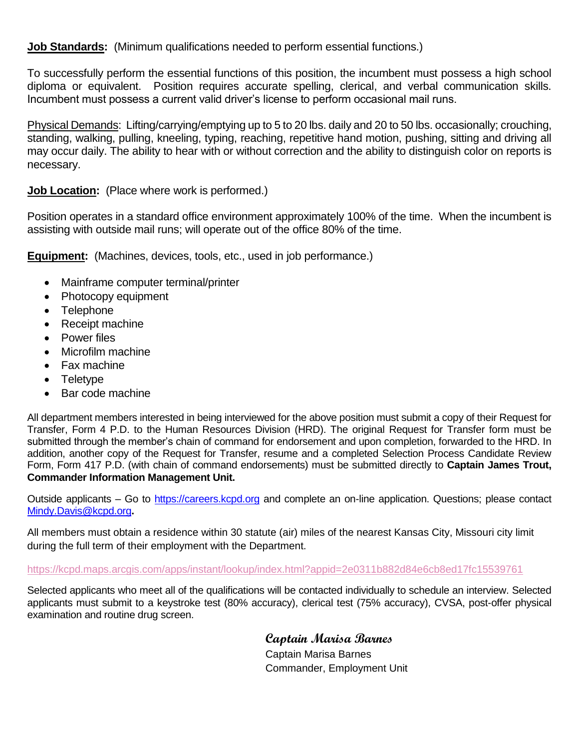**Job Standards:** (Minimum qualifications needed to perform essential functions.)

To successfully perform the essential functions of this position, the incumbent must possess a high school diploma or equivalent. Position requires accurate spelling, clerical, and verbal communication skills. Incumbent must possess a current valid driver's license to perform occasional mail runs.

Physical Demands: Lifting/carrying/emptying up to 5 to 20 lbs. daily and 20 to 50 lbs. occasionally; crouching, standing, walking, pulling, kneeling, typing, reaching, repetitive hand motion, pushing, sitting and driving all may occur daily. The ability to hear with or without correction and the ability to distinguish color on reports is necessary.

**Job Location:** (Place where work is performed.)

Position operates in a standard office environment approximately 100% of the time. When the incumbent is assisting with outside mail runs; will operate out of the office 80% of the time.

**Equipment:** (Machines, devices, tools, etc., used in job performance.)

- Mainframe computer terminal/printer
- Photocopy equipment
- Telephone
- Receipt machine
- Power files
- Microfilm machine
- Fax machine
- Teletype
- Bar code machine

All department members interested in being interviewed for the above position must submit a copy of their Request for Transfer, Form 4 P.D. to the Human Resources Division (HRD). The original Request for Transfer form must be submitted through the member's chain of command for endorsement and upon completion, forwarded to the HRD. In addition, another copy of the Request for Transfer, resume and a completed Selection Process Candidate Review Form, Form 417 P.D. (with chain of command endorsements) must be submitted directly to **Captain James Trout, Commander Information Management Unit.**

Outside applicants – Go to https://careers.kcpd.org and complete an on-line application. Questions; please contact Mindy.Davis@kcpd.org**.**

All members must obtain a residence within 30 statute (air) miles of the nearest Kansas City, Missouri city limit during the full term of their employment with the Department.

https://kcpd.maps.arcgis.com/apps/instant/lookup/index.html?appid=2e0311b882d84e6cb8ed17fc15539761

Selected applicants who meet all of the qualifications will be contacted individually to schedule an interview. Selected applicants must submit to a keystroke test (80% accuracy), clerical test (75% accuracy), CVSA, post-offer physical examination and routine drug screen.

*Captain Marisa Barnes*
Captain Marisa Barnes
Commander, Employment Unit